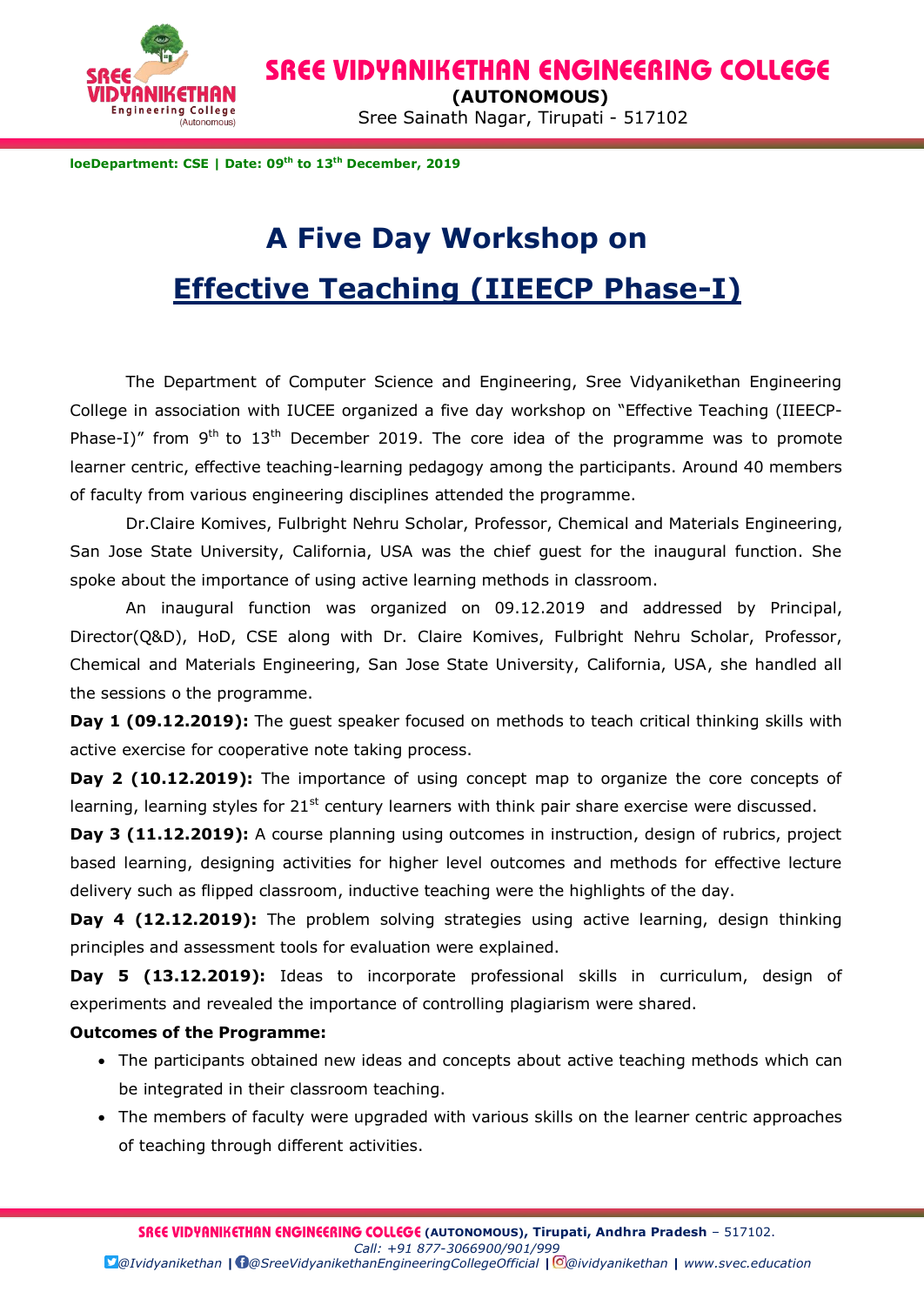**IoeDepartment: CSE | Date: 09th to 13th December, 2019**

# A Five Day Workshop on

# Effective Teaching (IIEECP Phase-I)

The Department of Computer Science and Engineering, Sree Vidyanikethan Engineering College in association with IUCEE organized a five day workshop on "Effective Teaching (IIEECP-Phase-I)" from 9th to 13th December 2019. The core idea of the programme was to promote learner centric, effective teaching-learning pedagogy among the participants. Around 40 members of faculty from various engineering disciplines attended the programme.

Dr.Claire Komives, Fulbright Nehru Scholar, Professor, Chemical and Materials Engineering, San Jose State University, California, USA was the chief guest for the inaugural function. She spoke about the importance of using active learning methods in classroom.

An inaugural function was organized on 09.12.2019 and addressed by Principal, Director(Q&D), HoD, CSE along with Dr. Claire Komives, Fulbright Nehru Scholar, Professor, Chemical and Materials Engineering, San Jose State University, California, USA, she handled all the sessions o the programme.

**Day 1 (09.12.2019):** The guest speaker focused on methods to teach critical thinking skills with active exercise for cooperative note taking process.

**Day 2 (10.12.2019):** The importance of using concept map to organize the core concepts of learning, learning styles for 21st century learners with think pair share exercise were discussed.

**Day 3 (11.12.2019):** A course planning using outcomes in instruction, design of rubrics, project based learning, designing activities for higher level outcomes and methods for effective lecture delivery such as flipped classroom, inductive teaching were the highlights of the day.

**Day 4 (12.12.2019):** The problem solving strategies using active learning, design thinking principles and assessment tools for evaluation were explained.

**Day 5 (13.12.2019):** Ideas to incorporate professional skills in curriculum, design of experiments and revealed the importance of controlling plagiarism were shared.

**Outcomes of the Programme:**

- The participants obtained new ideas and concepts about active teaching methods which can be integrated in their classroom teaching.
- The members of faculty were upgraded with various skills on the learner centric approaches of teaching through different activities.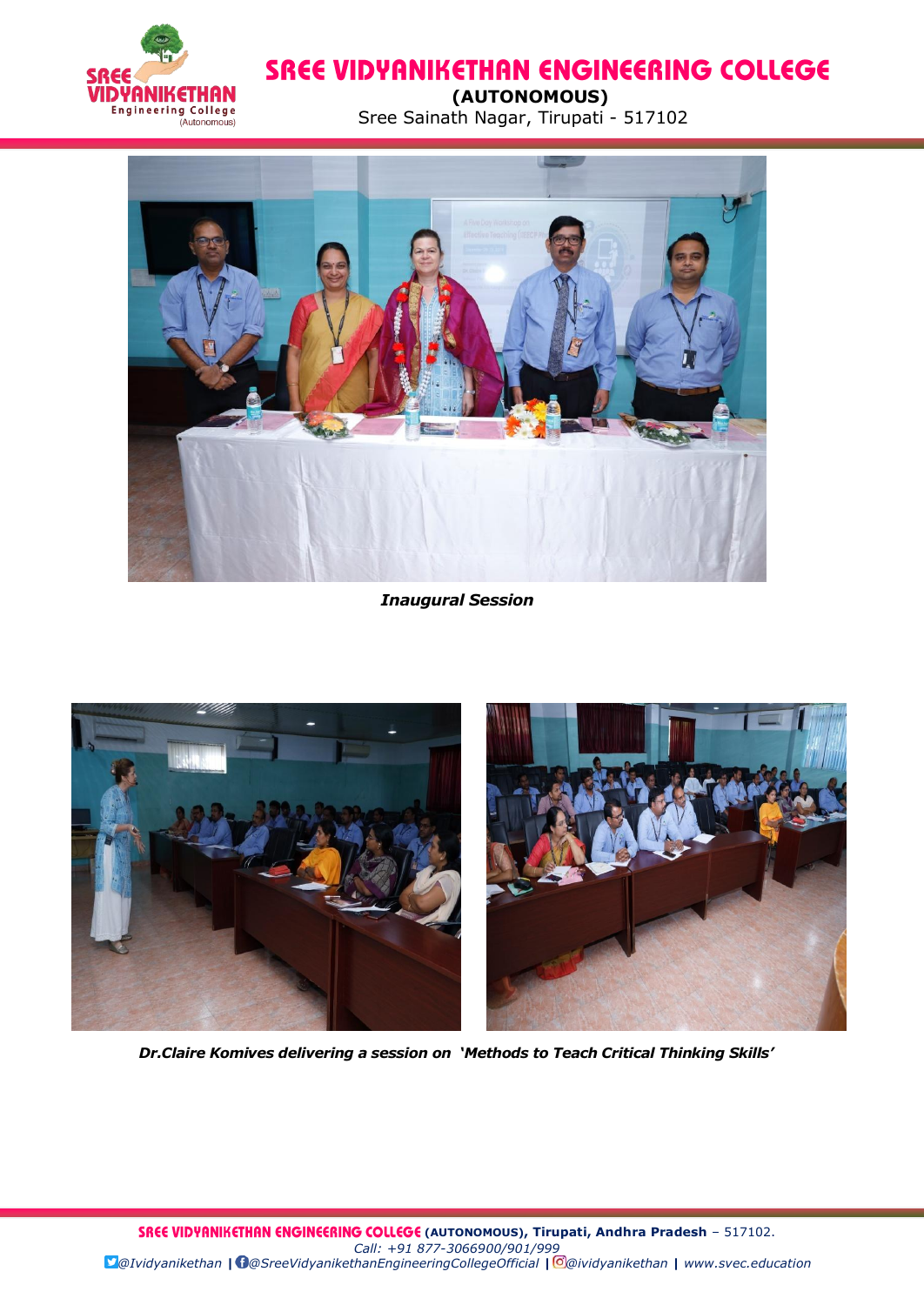*Inaugural Session*

*Dr.Claire Komives delivering a session on 'Methods to Teach Critical Thinking Skills'*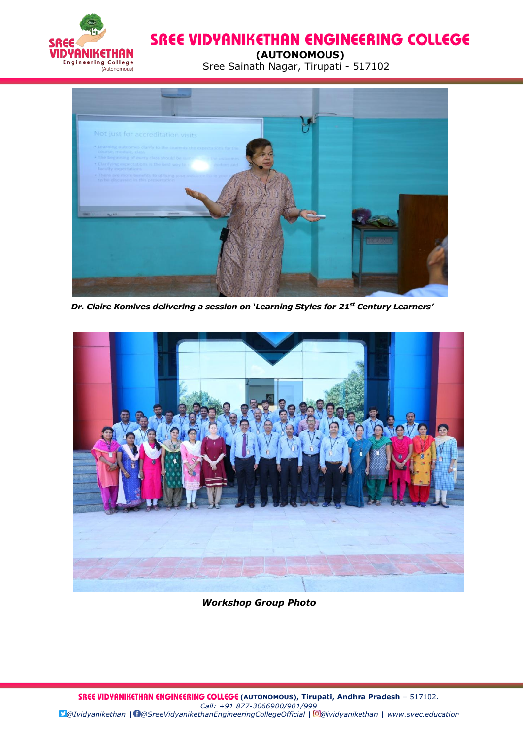***Dr. Claire Komives delivering a session on 'Learning Styles for 21st Century Learners'***

***Workshop Group Photo***